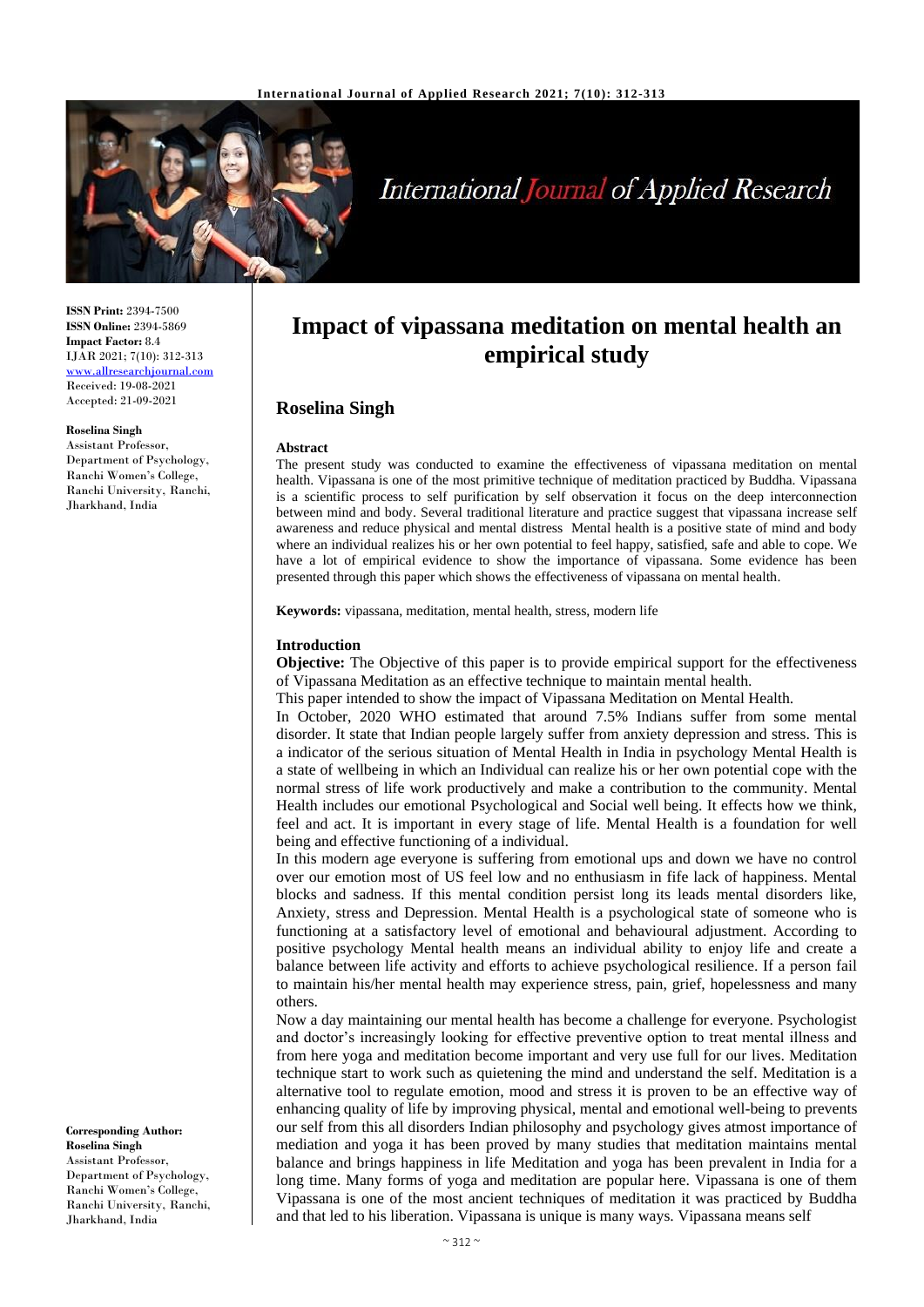ISSN Print: 2394-7500
ISSN Online: 2394-5869
Impact Factor: 8.4
IJAR 2021; 7(10): 312-313
www.allresearchjournal.com
Received: 19-08-2021
Accepted: 21-09-2021

**Roselina Singh**
Assistant Professor, Department of Psychology, Ranchi Women's College, Ranchi University, Ranchi, Jharkhand, India

**Corresponding Author:**
**Roselina Singh**
Assistant Professor, Department of Psychology, Ranchi Women's College, Ranchi University, Ranchi, Jharkhand, India

# Impact of vipassana meditation on mental health an empirical study

## Roselina Singh

### Abstract

The present study was conducted to examine the effectiveness of vipassana meditation on mental health. Vipassana is one of the most primitive technique of meditation practiced by Buddha. Vipassana is a scientific process to self purification by self observation it focus on the deep interconnection between mind and body. Several traditional literature and practice suggest that vipassana increase self awareness and reduce physical and mental distress Mental health is a positive state of mind and body where an individual realizes his or her own potential to feel happy, satisfied, safe and able to cope. We have a lot of empirical evidence to show the importance of vipassana. Some evidence has been presented through this paper which shows the effectiveness of vipassana on mental health.

**Keywords:** vipassana, meditation, mental health, stress, modern life

### Introduction

**Objective:** The Objective of this paper is to provide empirical support for the effectiveness of Vipassana Meditation as an effective technique to maintain mental health.

This paper intended to show the impact of Vipassana Meditation on Mental Health.

In October, 2020 WHO estimated that around 7.5% Indians suffer from some mental disorder. It state that Indian people largely suffer from anxiety depression and stress. This is a indicator of the serious situation of Mental Health in India in psychology Mental Health is a state of wellbeing in which an Individual can realize his or her own potential cope with the normal stress of life work productively and make a contribution to the community. Mental Health includes our emotional Psychological and Social well being. It effects how we think, feel and act. It is important in every stage of life. Mental Health is a foundation for well being and effective functioning of a individual.

In this modern age everyone is suffering from emotional ups and down we have no control over our emotion most of US feel low and no enthusiasm in fife lack of happiness. Mental blocks and sadness. If this mental condition persist long its leads mental disorders like, Anxiety, stress and Depression. Mental Health is a psychological state of someone who is functioning at a satisfactory level of emotional and behavioural adjustment. According to positive psychology Mental health means an individual ability to enjoy life and create a balance between life activity and efforts to achieve psychological resilience. If a person fail to maintain his/her mental health may experience stress, pain, grief, hopelessness and many others.

Now a day maintaining our mental health has become a challenge for everyone. Psychologist and doctor's increasingly looking for effective preventive option to treat mental illness and from here yoga and meditation become important and very use full for our lives. Meditation technique start to work such as quietening the mind and understand the self. Meditation is a alternative tool to regulate emotion, mood and stress it is proven to be an effective way of enhancing quality of life by improving physical, mental and emotional well-being to prevents our self from this all disorders Indian philosophy and psychology gives atmost importance of mediation and yoga it has been proved by many studies that meditation maintains mental balance and brings happiness in life Meditation and yoga has been prevalent in India for a long time. Many forms of yoga and meditation are popular here. Vipassana is one of them Vipassana is one of the most ancient techniques of meditation it was practiced by Buddha and that led to his liberation. Vipassana is unique is many ways. Vipassana means self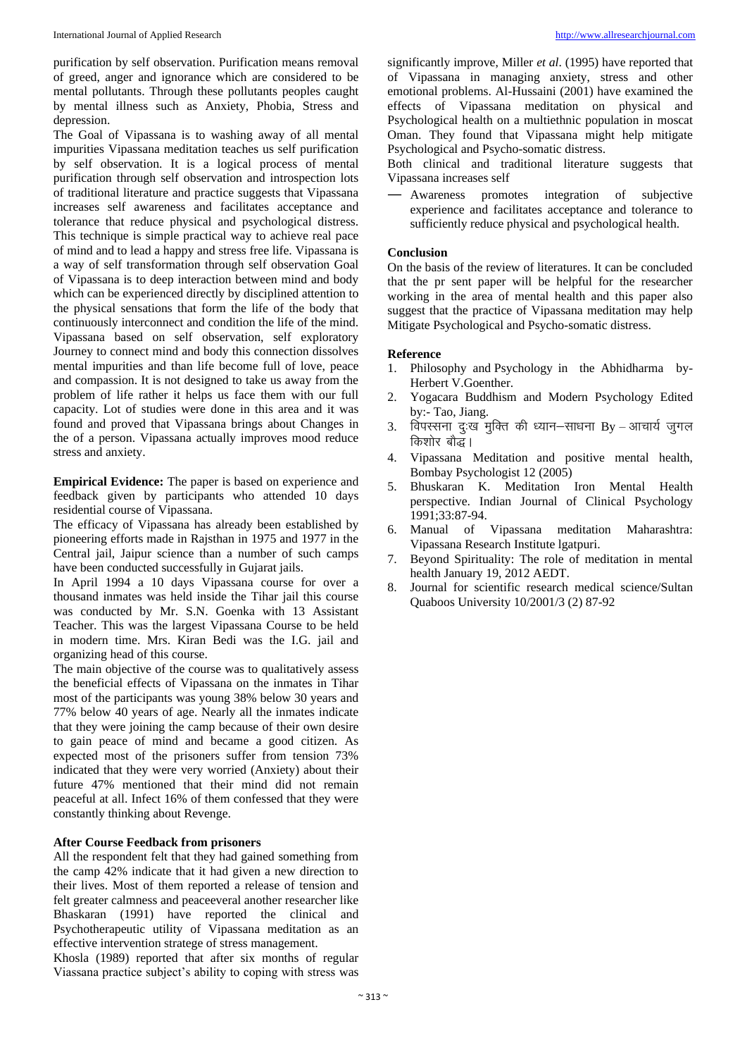purification by self observation. Purification means removal of greed, anger and ignorance which are considered to be mental pollutants. Through these pollutants peoples caught by mental illness such as Anxiety, Phobia, Stress and depression.

The Goal of Vipassana is to washing away of all mental impurities Vipassana meditation teaches us self purification by self observation. It is a logical process of mental purification through self observation and introspection lots of traditional literature and practice suggests that Vipassana increases self awareness and facilitates acceptance and tolerance that reduce physical and psychological distress. This technique is simple practical way to achieve real pace of mind and to lead a happy and stress free life. Vipassana is a way of self transformation through self observation Goal of Vipassana is to deep interaction between mind and body which can be experienced directly by disciplined attention to the physical sensations that form the life of the body that continuously interconnect and condition the life of the mind. Vipassana based on self observation, self exploratory Journey to connect mind and body this connection dissolves mental impurities and than life become full of love, peace and compassion. It is not designed to take us away from the problem of life rather it helps us face them with our full capacity. Lot of studies were done in this area and it was found and proved that Vipassana brings about Changes in the of a person. Vipassana actually improves mood reduce stress and anxiety.

**Empirical Evidence:** The paper is based on experience and feedback given by participants who attended 10 days residential course of Vipassana.

The efficacy of Vipassana has already been established by pioneering efforts made in Rajsthan in 1975 and 1977 in the Central jail, Jaipur science than a number of such camps have been conducted successfully in Gujarat jails.

In April 1994 a 10 days Vipassana course for over a thousand inmates was held inside the Tihar jail this course was conducted by Mr. S.N. Goenka with 13 Assistant Teacher. This was the largest Vipassana Course to be held in modern time. Mrs. Kiran Bedi was the I.G. jail and organizing head of this course.

The main objective of the course was to qualitatively assess the beneficial effects of Vipassana on the inmates in Tihar most of the participants was young 38% below 30 years and 77% below 40 years of age. Nearly all the inmates indicate that they were joining the camp because of their own desire to gain peace of mind and became a good citizen. As expected most of the prisoners suffer from tension 73% indicated that they were very worried (Anxiety) about their future 47% mentioned that their mind did not remain peaceful at all. Infect 16% of them confessed that they were constantly thinking about Revenge.

### After Course Feedback from prisoners

All the respondent felt that they had gained something from the camp 42% indicate that it had given a new direction to their lives. Most of them reported a release of tension and felt greater calmness and peaceeveral another researcher like Bhaskaran (1991) have reported the clinical and Psychotherapeutic utility of Vipassana meditation as an effective intervention stratege of stress management.

Khosla (1989) reported that after six months of regular Viassana practice subject's ability to coping with stress was significantly improve, Miller *et al*. (1995) have reported that of Vipassana in managing anxiety, stress and other emotional problems. Al-Hussaini (2001) have examined the effects of Vipassana meditation on physical and Psychological health on a multiethnic population in moscat Oman. They found that Vipassana might help mitigate Psychological and Psycho-somatic distress.

Both clinical and traditional literature suggests that Vipassana increases self

- Awareness promotes integration of subjective experience and facilitates acceptance and tolerance to sufficiently reduce physical and psychological health.

### Conclusion

On the basis of the review of literatures. It can be concluded that the pr sent paper will be helpful for the researcher working in the area of mental health and this paper also suggest that the practice of Vipassana meditation may help Mitigate Psychological and Psycho-somatic distress.

### Reference

1. Philosophy and Psychology in the Abhidharma by- Herbert V.Goenther.
2. Yogacara Buddhism and Modern Psychology Edited by:- Tao, Jiang.
3. विपस्सना दुःख मुक्ति की ध्यान–साधना By – आचार्य जुगल किशोर बौद्ध।
4. Vipassana Meditation and positive mental health, Bombay Psychologist 12 (2005)
5. Bhuskaran K. Meditation Iron Mental Health perspective. Indian Journal of Clinical Psychology 1991;33:87-94.
6. Manual of Vipassana meditation Maharashtra: Vipassana Research Institute lgatpuri.
7. Beyond Spirituality: The role of meditation in mental health January 19, 2012 AEDT.
8. Journal for scientific research medical science/Sultan Quaboos University 10/2001/3 (2) 87-92